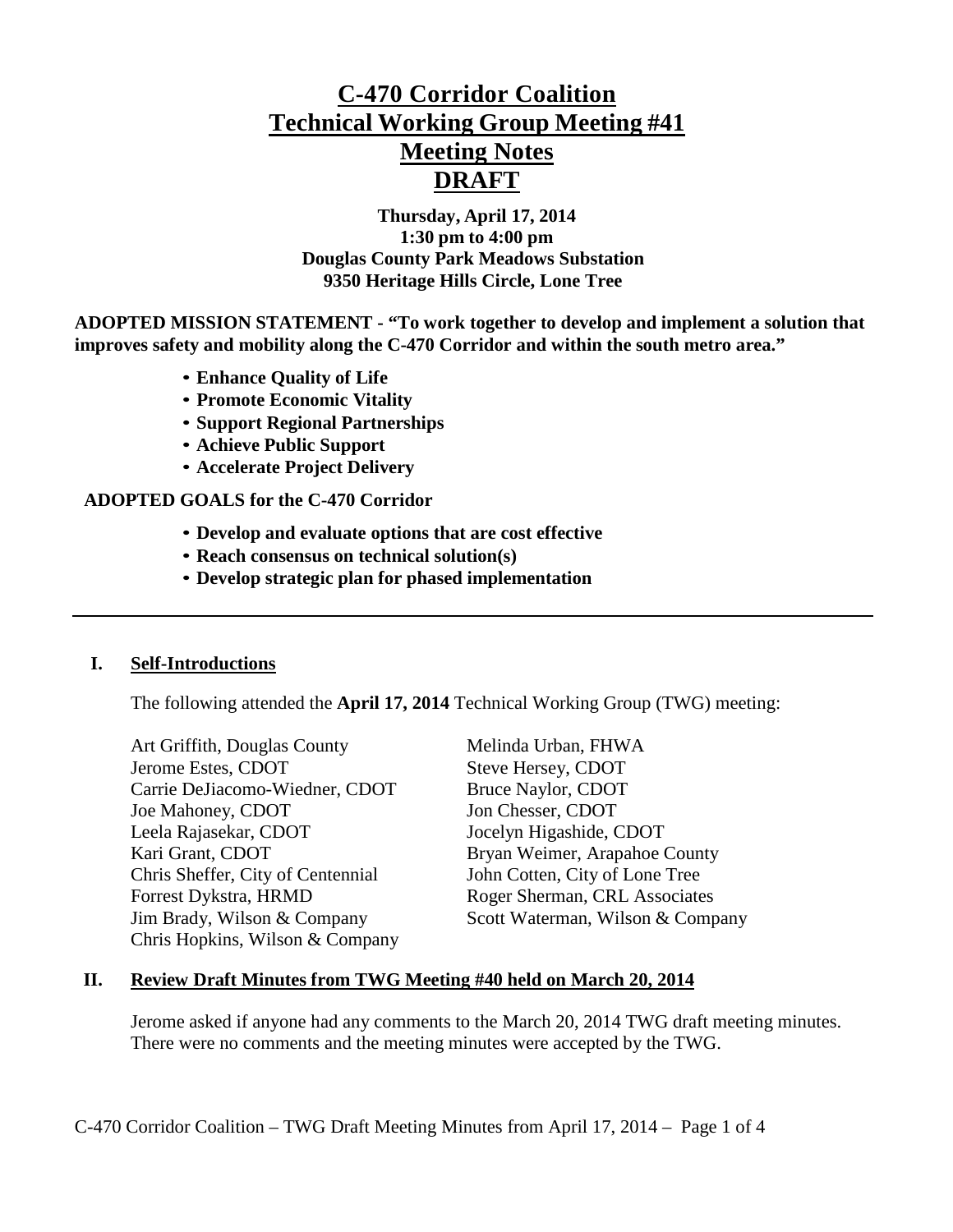# C-470 Corridor Coalition
# Technical Working Group Meeting #41
# Meeting Notes
# DRAFT

**Thursday, April 17, 2014**
**1:30 pm to 4:00 pm**
**Douglas County Park Meadows Substation**
**9350 Heritage Hills Circle, Lone Tree**

**ADOPTED MISSION STATEMENT - "To work together to develop and implement a solution that improves safety and mobility along the C-470 Corridor and within the south metro area."**

- **Enhance Quality of Life**
- **Promote Economic Vitality**
- **Support Regional Partnerships**
- **Achieve Public Support**
- **Accelerate Project Delivery**

**ADOPTED GOALS for the C-470 Corridor**

- **Develop and evaluate options that are cost effective**
- **Reach consensus on technical solution(s)**
- **Develop strategic plan for phased implementation**

---

## I. Self-Introductions

The following attended the **April 17, 2014** Technical Working Group (TWG) meeting:

Art Griffith, Douglas County
Jerome Estes, CDOT
Carrie DeJiacomo-Wiedner, CDOT
Joe Mahoney, CDOT
Leela Rajasekar, CDOT
Kari Grant, CDOT
Chris Sheffer, City of Centennial
Forrest Dykstra, HRMD
Jim Brady, Wilson & Company
Chris Hopkins, Wilson & Company
Melinda Urban, FHWA
Steve Hersey, CDOT
Bruce Naylor, CDOT
Jon Chesser, CDOT
Jocelyn Higashide, CDOT
Bryan Weimer, Arapahoe County
John Cotten, City of Lone Tree
Roger Sherman, CRL Associates
Scott Waterman, Wilson & Company

## II. Review Draft Minutes from TWG Meeting #40 held on March 20, 2014

Jerome asked if anyone had any comments to the March 20, 2014 TWG draft meeting minutes. There were no comments and the meeting minutes were accepted by the TWG.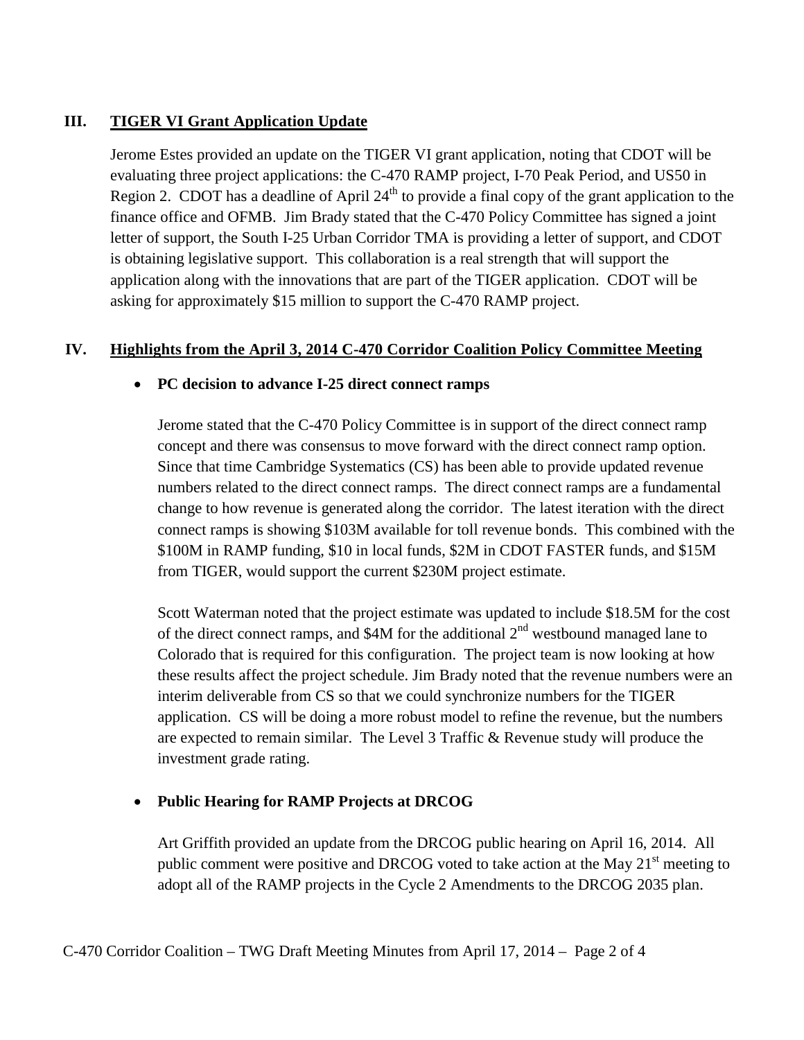## III. TIGER VI Grant Application Update

Jerome Estes provided an update on the TIGER VI grant application, noting that CDOT will be evaluating three project applications: the C-470 RAMP project, I-70 Peak Period, and US50 in Region 2. CDOT has a deadline of April 24th to provide a final copy of the grant application to the finance office and OFMB. Jim Brady stated that the C-470 Policy Committee has signed a joint letter of support, the South I-25 Urban Corridor TMA is providing a letter of support, and CDOT is obtaining legislative support. This collaboration is a real strength that will support the application along with the innovations that are part of the TIGER application. CDOT will be asking for approximately $15 million to support the C-470 RAMP project.

## IV. Highlights from the April 3, 2014 C-470 Corridor Coalition Policy Committee Meeting

- **PC decision to advance I-25 direct connect ramps**

  Jerome stated that the C-470 Policy Committee is in support of the direct connect ramp concept and there was consensus to move forward with the direct connect ramp option. Since that time Cambridge Systematics (CS) has been able to provide updated revenue numbers related to the direct connect ramps. The direct connect ramps are a fundamental change to how revenue is generated along the corridor. The latest iteration with the direct connect ramps is showing $103M available for toll revenue bonds. This combined with the $100M in RAMP funding, $10 in local funds, $2M in CDOT FASTER funds, and $15M from TIGER, would support the current $230M project estimate.

  Scott Waterman noted that the project estimate was updated to include $18.5M for the cost of the direct connect ramps, and $4M for the additional 2nd westbound managed lane to Colorado that is required for this configuration. The project team is now looking at how these results affect the project schedule. Jim Brady noted that the revenue numbers were an interim deliverable from CS so that we could synchronize numbers for the TIGER application. CS will be doing a more robust model to refine the revenue, but the numbers are expected to remain similar. The Level 3 Traffic & Revenue study will produce the investment grade rating.

- **Public Hearing for RAMP Projects at DRCOG**

  Art Griffith provided an update from the DRCOG public hearing on April 16, 2014. All public comment were positive and DRCOG voted to take action at the May 21st meeting to adopt all of the RAMP projects in the Cycle 2 Amendments to the DRCOG 2035 plan.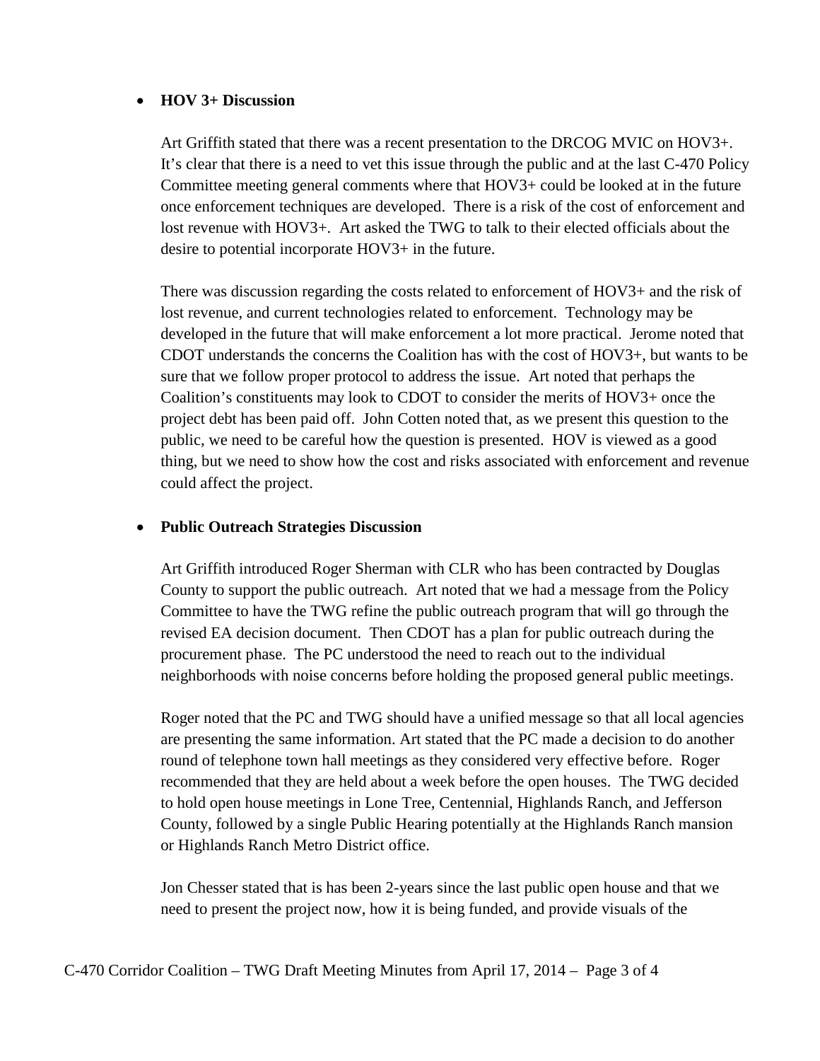- **HOV 3+ Discussion**

  Art Griffith stated that there was a recent presentation to the DRCOG MVIC on HOV3+. It's clear that there is a need to vet this issue through the public and at the last C-470 Policy Committee meeting general comments where that HOV3+ could be looked at in the future once enforcement techniques are developed. There is a risk of the cost of enforcement and lost revenue with HOV3+. Art asked the TWG to talk to their elected officials about the desire to potential incorporate HOV3+ in the future.

  There was discussion regarding the costs related to enforcement of HOV3+ and the risk of lost revenue, and current technologies related to enforcement. Technology may be developed in the future that will make enforcement a lot more practical. Jerome noted that CDOT understands the concerns the Coalition has with the cost of HOV3+, but wants to be sure that we follow proper protocol to address the issue. Art noted that perhaps the Coalition's constituents may look to CDOT to consider the merits of HOV3+ once the project debt has been paid off. John Cotten noted that, as we present this question to the public, we need to be careful how the question is presented. HOV is viewed as a good thing, but we need to show how the cost and risks associated with enforcement and revenue could affect the project.

- **Public Outreach Strategies Discussion**

  Art Griffith introduced Roger Sherman with CLR who has been contracted by Douglas County to support the public outreach. Art noted that we had a message from the Policy Committee to have the TWG refine the public outreach program that will go through the revised EA decision document. Then CDOT has a plan for public outreach during the procurement phase. The PC understood the need to reach out to the individual neighborhoods with noise concerns before holding the proposed general public meetings.

  Roger noted that the PC and TWG should have a unified message so that all local agencies are presenting the same information. Art stated that the PC made a decision to do another round of telephone town hall meetings as they considered very effective before. Roger recommended that they are held about a week before the open houses. The TWG decided to hold open house meetings in Lone Tree, Centennial, Highlands Ranch, and Jefferson County, followed by a single Public Hearing potentially at the Highlands Ranch mansion or Highlands Ranch Metro District office.

  Jon Chesser stated that is has been 2-years since the last public open house and that we need to present the project now, how it is being funded, and provide visuals of the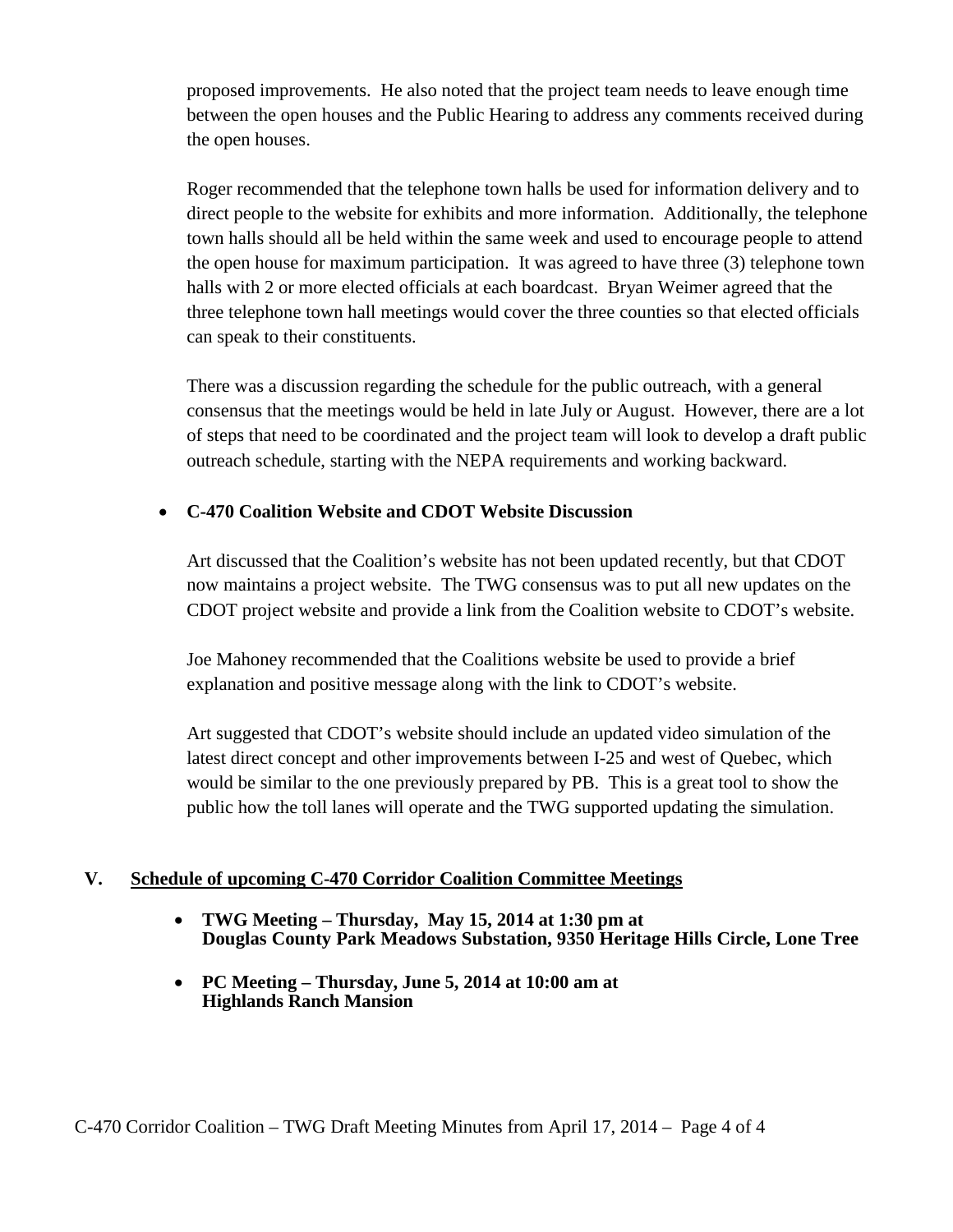proposed improvements. He also noted that the project team needs to leave enough time between the open houses and the Public Hearing to address any comments received during the open houses.

Roger recommended that the telephone town halls be used for information delivery and to direct people to the website for exhibits and more information. Additionally, the telephone town halls should all be held within the same week and used to encourage people to attend the open house for maximum participation. It was agreed to have three (3) telephone town halls with 2 or more elected officials at each boardcast. Bryan Weimer agreed that the three telephone town hall meetings would cover the three counties so that elected officials can speak to their constituents.

There was a discussion regarding the schedule for the public outreach, with a general consensus that the meetings would be held in late July or August. However, there are a lot of steps that need to be coordinated and the project team will look to develop a draft public outreach schedule, starting with the NEPA requirements and working backward.

- **C-470 Coalition Website and CDOT Website Discussion**

  Art discussed that the Coalition's website has not been updated recently, but that CDOT now maintains a project website. The TWG consensus was to put all new updates on the CDOT project website and provide a link from the Coalition website to CDOT's website.

  Joe Mahoney recommended that the Coalitions website be used to provide a brief explanation and positive message along with the link to CDOT's website.

  Art suggested that CDOT's website should include an updated video simulation of the latest direct concept and other improvements between I-25 and west of Quebec, which would be similar to the one previously prepared by PB. This is a great tool to show the public how the toll lanes will operate and the TWG supported updating the simulation.

## V. Schedule of upcoming C-470 Corridor Coalition Committee Meetings

- **TWG Meeting – Thursday, May 15, 2014 at 1:30 pm at Douglas County Park Meadows Substation, 9350 Heritage Hills Circle, Lone Tree**
- **PC Meeting – Thursday, June 5, 2014 at 10:00 am at Highlands Ranch Mansion**